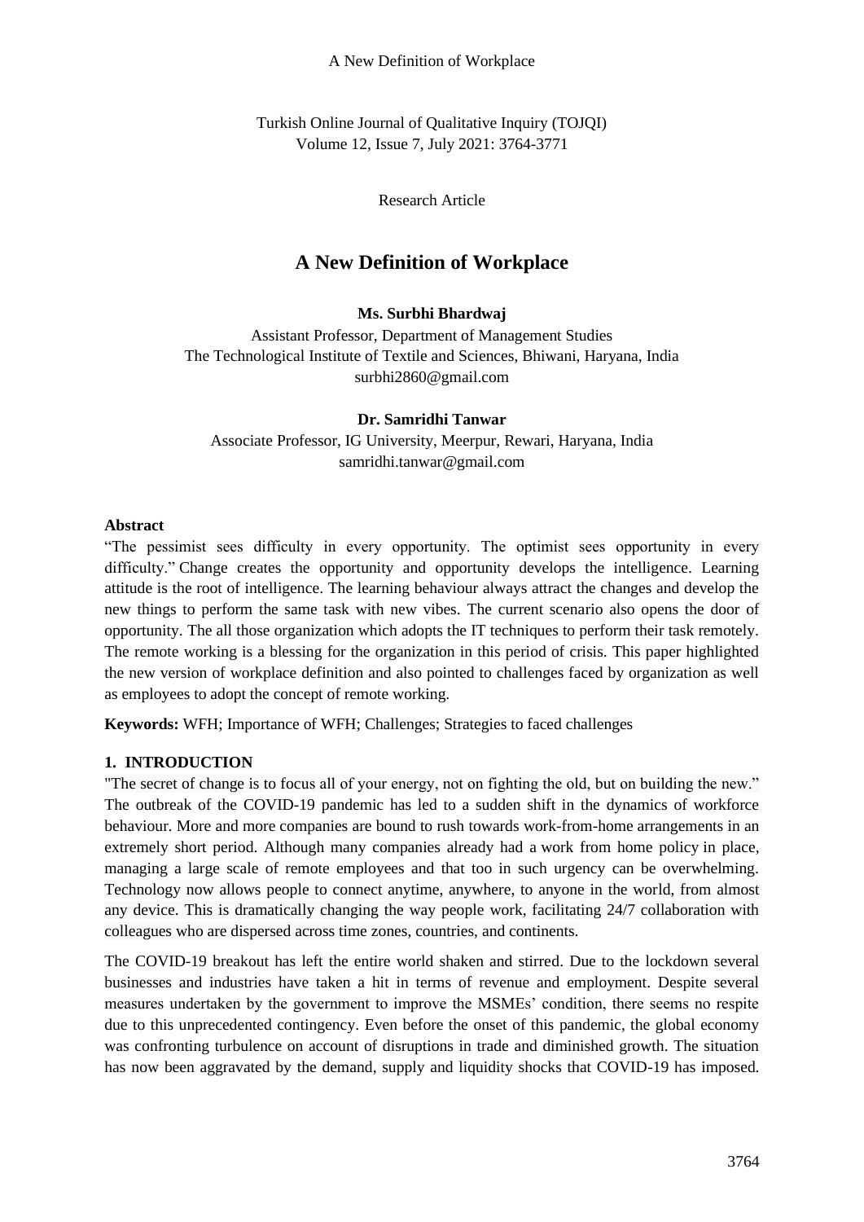# A New Definition of Workplace

**Ms. Surbhi Bhardwaj**

Assistant Professor, Department of Management Studies
The Technological Institute of Textile and Sciences, Bhiwani, Haryana, India
surbhi2860@gmail.com

**Dr. Samridhi Tanwar**

Associate Professor, IG University, Meerpur, Rewari, Haryana, India
samridhi.tanwar@gmail.com

## Abstract

"The pessimist sees difficulty in every opportunity. The optimist sees opportunity in every difficulty." Change creates the opportunity and opportunity develops the intelligence. Learning attitude is the root of intelligence. The learning behaviour always attract the changes and develop the new things to perform the same task with new vibes. The current scenario also opens the door of opportunity. The all those organization which adopts the IT techniques to perform their task remotely. The remote working is a blessing for the organization in this period of crisis. This paper highlighted the new version of workplace definition and also pointed to challenges faced by organization as well as employees to adopt the concept of remote working.

**Keywords:** WFH; Importance of WFH; Challenges; Strategies to faced challenges

## 1. INTRODUCTION

"The secret of change is to focus all of your energy, not on fighting the old, but on building the new." The outbreak of the COVID-19 pandemic has led to a sudden shift in the dynamics of workforce behaviour. More and more companies are bound to rush towards work-from-home arrangements in an extremely short period. Although many companies already had a work from home policy in place, managing a large scale of remote employees and that too in such urgency can be overwhelming. Technology now allows people to connect anytime, anywhere, to anyone in the world, from almost any device. This is dramatically changing the way people work, facilitating 24/7 collaboration with colleagues who are dispersed across time zones, countries, and continents.

The COVID-19 breakout has left the entire world shaken and stirred. Due to the lockdown several businesses and industries have taken a hit in terms of revenue and employment. Despite several measures undertaken by the government to improve the MSMEs' condition, there seems no respite due to this unprecedented contingency. Even before the onset of this pandemic, the global economy was confronting turbulence on account of disruptions in trade and diminished growth. The situation has now been aggravated by the demand, supply and liquidity shocks that COVID-19 has imposed.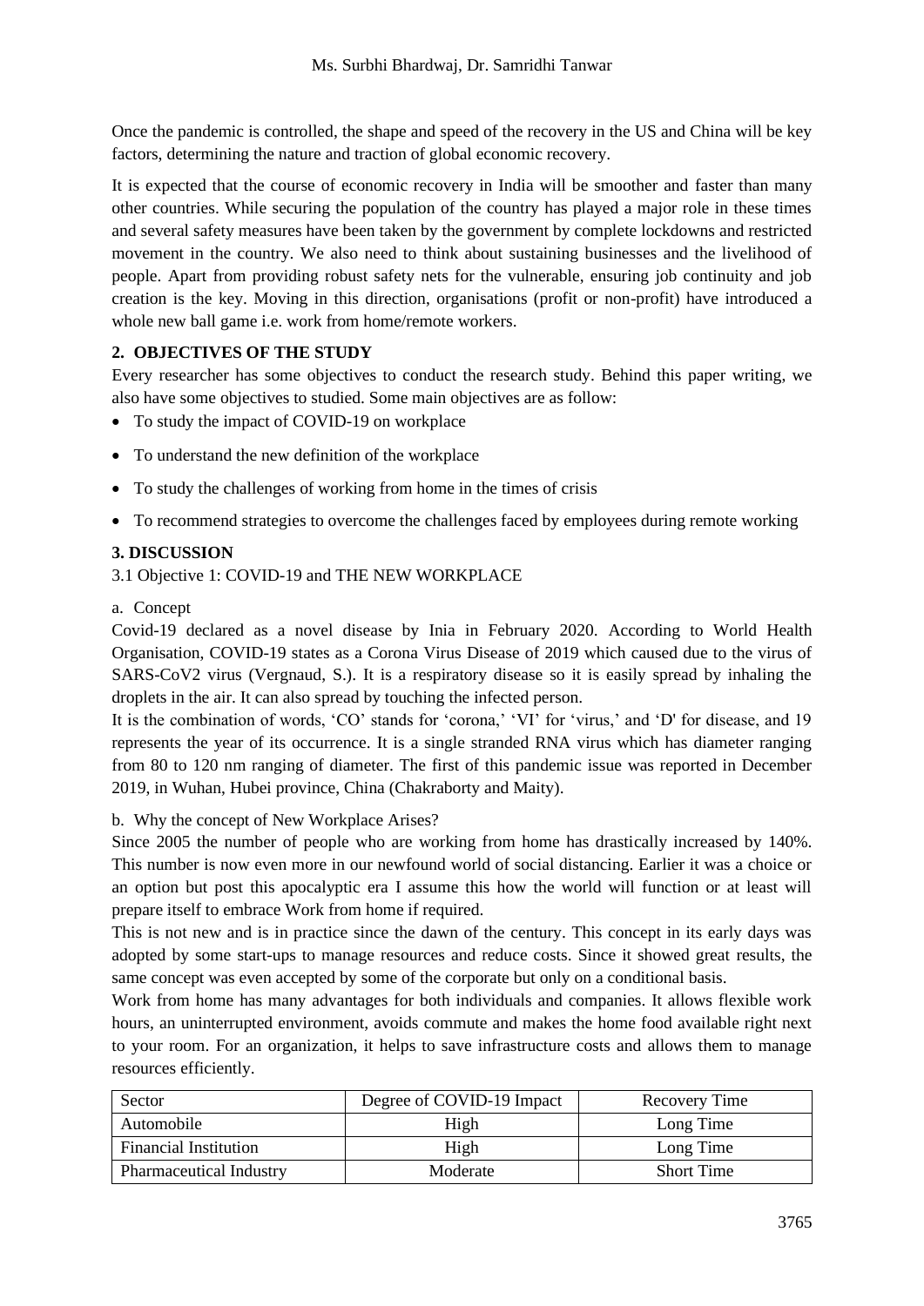Once the pandemic is controlled, the shape and speed of the recovery in the US and China will be key factors, determining the nature and traction of global economic recovery.

It is expected that the course of economic recovery in India will be smoother and faster than many other countries. While securing the population of the country has played a major role in these times and several safety measures have been taken by the government by complete lockdowns and restricted movement in the country. We also need to think about sustaining businesses and the livelihood of people. Apart from providing robust safety nets for the vulnerable, ensuring job continuity and job creation is the key. Moving in this direction, organisations (profit or non-profit) have introduced a whole new ball game i.e. work from home/remote workers.

## 2. OBJECTIVES OF THE STUDY

Every researcher has some objectives to conduct the research study. Behind this paper writing, we also have some objectives to studied. Some main objectives are as follow:

- To study the impact of COVID-19 on workplace
- To understand the new definition of the workplace
- To study the challenges of working from home in the times of crisis
- To recommend strategies to overcome the challenges faced by employees during remote working

## 3. DISCUSSION

### 3.1 Objective 1: COVID-19 and THE NEW WORKPLACE

a. Concept

Covid-19 declared as a novel disease by Inia in February 2020. According to World Health Organisation, COVID-19 states as a Corona Virus Disease of 2019 which caused due to the virus of SARS-CoV2 virus (Vergnaud, S.). It is a respiratory disease so it is easily spread by inhaling the droplets in the air. It can also spread by touching the infected person.

It is the combination of words, 'CO' stands for 'corona,' 'VI' for 'virus,' and 'D' for disease, and 19 represents the year of its occurrence. It is a single stranded RNA virus which has diameter ranging from 80 to 120 nm ranging of diameter. The first of this pandemic issue was reported in December 2019, in Wuhan, Hubei province, China (Chakraborty and Maity).

b. Why the concept of New Workplace Arises?

Since 2005 the number of people who are working from home has drastically increased by 140%. This number is now even more in our newfound world of social distancing. Earlier it was a choice or an option but post this apocalyptic era I assume this how the world will function or at least will prepare itself to embrace Work from home if required.

This is not new and is in practice since the dawn of the century. This concept in its early days was adopted by some start-ups to manage resources and reduce costs. Since it showed great results, the same concept was even accepted by some of the corporate but only on a conditional basis.

Work from home has many advantages for both individuals and companies. It allows flexible work hours, an uninterrupted environment, avoids commute and makes the home food available right next to your room. For an organization, it helps to save infrastructure costs and allows them to manage resources efficiently.

| Sector | Degree of COVID-19 Impact | Recovery Time |
|---|---|---|
| Automobile | High | Long Time |
| Financial Institution | High | Long Time |
| Pharmaceutical Industry | Moderate | Short Time |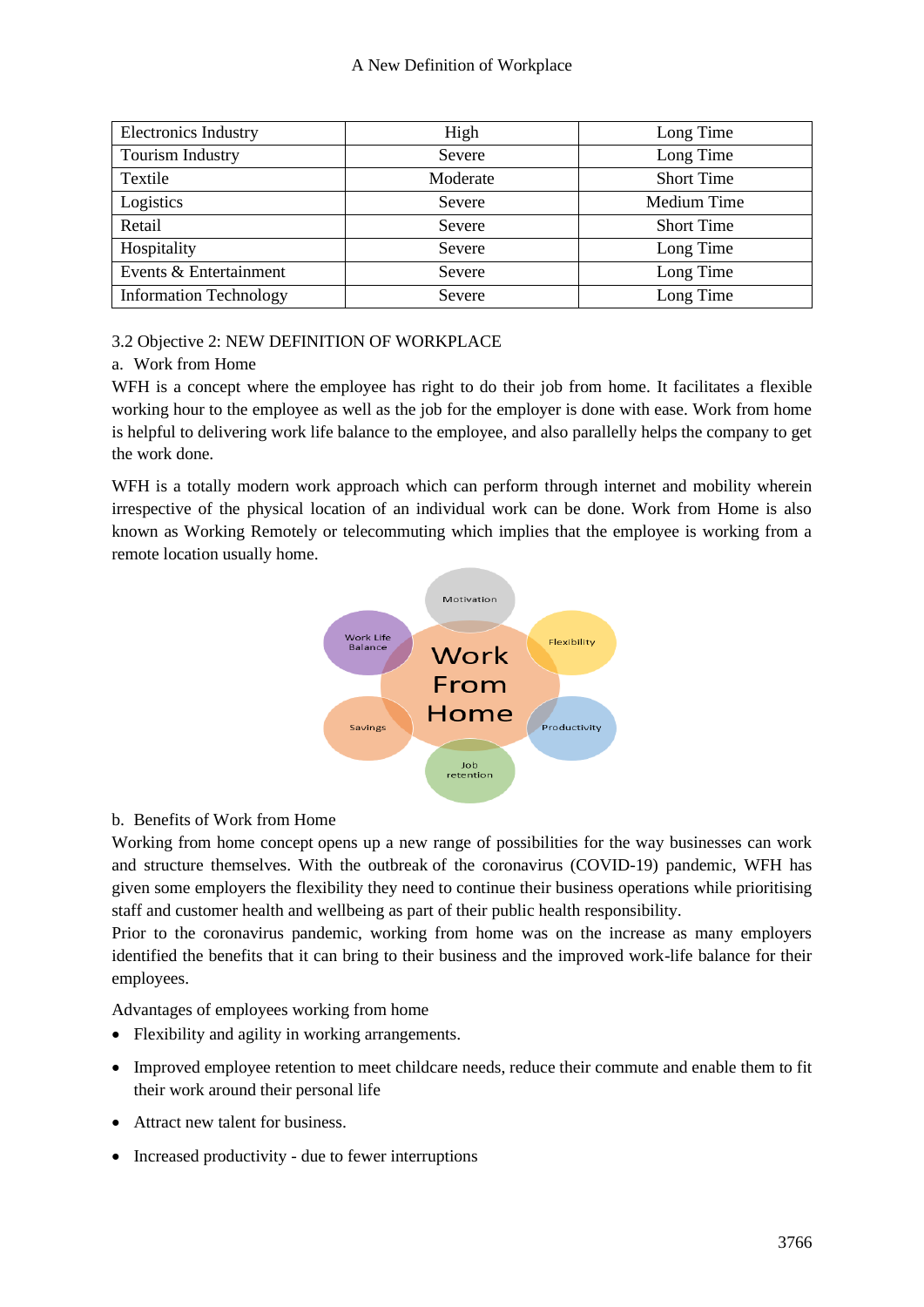| Electronics Industry | High | Long Time |
|---|---|---|
| Tourism Industry | Severe | Long Time |
| Textile | Moderate | Short Time |
| Logistics | Severe | Medium Time |
| Retail | Severe | Short Time |
| Hospitality | Severe | Long Time |
| Events & Entertainment | Severe | Long Time |
| Information Technology | Severe | Long Time |

## 3.2 Objective 2: NEW DEFINITION OF WORKPLACE

### a. Work from Home

WFH is a concept where the employee has right to do their job from home. It facilitates a flexible working hour to the employee as well as the job for the employer is done with ease. Work from home is helpful to delivering work life balance to the employee, and also parallelly helps the company to get the work done.

WFH is a totally modern work approach which can perform through internet and mobility wherein irrespective of the physical location of an individual work can be done. Work from Home is also known as Working Remotely or telecommuting which implies that the employee is working from a remote location usually home.

### b. Benefits of Work from Home

Working from home concept opens up a new range of possibilities for the way businesses can work and structure themselves. With the outbreak of the coronavirus (COVID-19) pandemic, WFH has given some employers the flexibility they need to continue their business operations while prioritising staff and customer health and wellbeing as part of their public health responsibility.

Prior to the coronavirus pandemic, working from home was on the increase as many employers identified the benefits that it can bring to their business and the improved work-life balance for their employees.

Advantages of employees working from home

- Flexibility and agility in working arrangements.
- Improved employee retention to meet childcare needs, reduce their commute and enable them to fit their work around their personal life
- Attract new talent for business.
- Increased productivity - due to fewer interruptions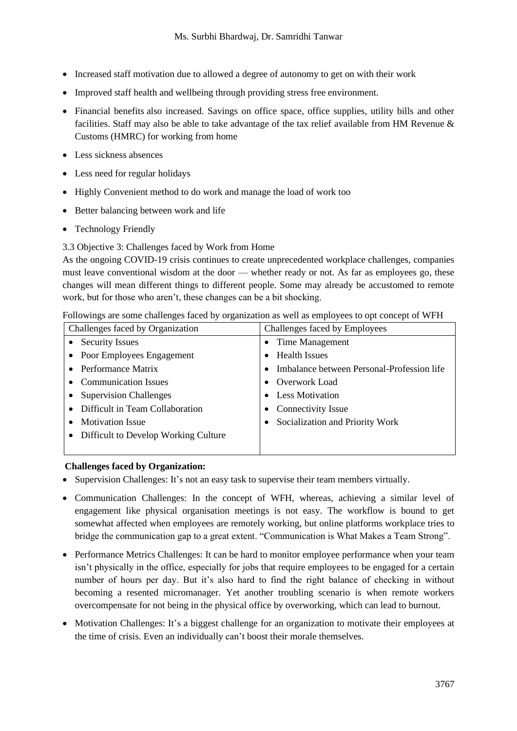- Increased staff motivation due to allowed a degree of autonomy to get on with their work
- Improved staff health and wellbeing through providing stress free environment.
- Financial benefits also increased. Savings on office space, office supplies, utility bills and other facilities. Staff may also be able to take advantage of the tax relief available from HM Revenue & Customs (HMRC) for working from home
- Less sickness absences
- Less need for regular holidays
- Highly Convenient method to do work and manage the load of work too
- Better balancing between work and life
- Technology Friendly

3.3 Objective 3: Challenges faced by Work from Home

As the ongoing COVID-19 crisis continues to create unprecedented workplace challenges, companies must leave conventional wisdom at the door — whether ready or not. As far as employees go, these changes will mean different things to different people. Some may already be accustomed to remote work, but for those who aren't, these changes can be a bit shocking.

Followings are some challenges faced by organization as well as employees to opt concept of WFH

| Challenges faced by Organization | Challenges faced by Employees |
|---|---|
| • Security Issues<br>• Poor Employees Engagement<br>• Performance Matrix<br>• Communication Issues<br>• Supervision Challenges<br>• Difficult in Team Collaboration<br>• Motivation Issue<br>• Difficult to Develop Working Culture | • Time Management<br>• Health Issues<br>• Imbalance between Personal-Profession life<br>• Overwork Load<br>• Less Motivation<br>• Connectivity Issue<br>• Socialization and Priority Work |

**Challenges faced by Organization:**

- Supervision Challenges: It's not an easy task to supervise their team members virtually.
- Communication Challenges: In the concept of WFH, whereas, achieving a similar level of engagement like physical organisation meetings is not easy. The workflow is bound to get somewhat affected when employees are remotely working, but online platforms workplace tries to bridge the communication gap to a great extent. "Communication is What Makes a Team Strong".
- Performance Metrics Challenges: It can be hard to monitor employee performance when your team isn't physically in the office, especially for jobs that require employees to be engaged for a certain number of hours per day. But it's also hard to find the right balance of checking in without becoming a resented micromanager. Yet another troubling scenario is when remote workers overcompensate for not being in the physical office by overworking, which can lead to burnout.
- Motivation Challenges: It's a biggest challenge for an organization to motivate their employees at the time of crisis. Even an individually can't boost their morale themselves.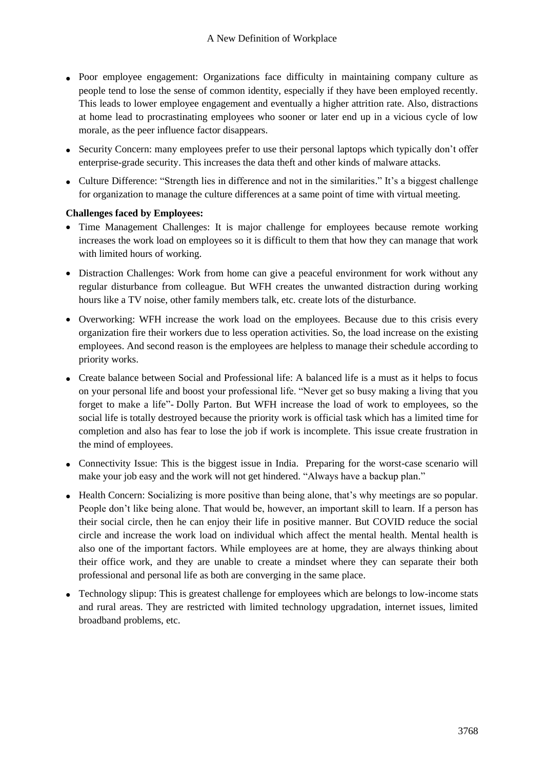- Poor employee engagement: Organizations face difficulty in maintaining company culture as people tend to lose the sense of common identity, especially if they have been employed recently. This leads to lower employee engagement and eventually a higher attrition rate. Also, distractions at home lead to procrastinating employees who sooner or later end up in a vicious cycle of low morale, as the peer influence factor disappears.
- Security Concern: many employees prefer to use their personal laptops which typically don't offer enterprise-grade security. This increases the data theft and other kinds of malware attacks.
- Culture Difference: "Strength lies in difference and not in the similarities." It's a biggest challenge for organization to manage the culture differences at a same point of time with virtual meeting.

**Challenges faced by Employees:**

- Time Management Challenges: It is major challenge for employees because remote working increases the work load on employees so it is difficult to them that how they can manage that work with limited hours of working.
- Distraction Challenges: Work from home can give a peaceful environment for work without any regular disturbance from colleague. But WFH creates the unwanted distraction during working hours like a TV noise, other family members talk, etc. create lots of the disturbance.
- Overworking: WFH increase the work load on the employees. Because due to this crisis every organization fire their workers due to less operation activities. So, the load increase on the existing employees. And second reason is the employees are helpless to manage their schedule according to priority works.
- Create balance between Social and Professional life: A balanced life is a must as it helps to focus on your personal life and boost your professional life. "Never get so busy making a living that you forget to make a life"- Dolly Parton. But WFH increase the load of work to employees, so the social life is totally destroyed because the priority work is official task which has a limited time for completion and also has fear to lose the job if work is incomplete. This issue create frustration in the mind of employees.
- Connectivity Issue: This is the biggest issue in India. Preparing for the worst-case scenario will make your job easy and the work will not get hindered. "Always have a backup plan."
- Health Concern: Socializing is more positive than being alone, that's why meetings are so popular. People don't like being alone. That would be, however, an important skill to learn. If a person has their social circle, then he can enjoy their life in positive manner. But COVID reduce the social circle and increase the work load on individual which affect the mental health. Mental health is also one of the important factors. While employees are at home, they are always thinking about their office work, and they are unable to create a mindset where they can separate their both professional and personal life as both are converging in the same place.
- Technology slipup: This is greatest challenge for employees which are belongs to low-income stats and rural areas. They are restricted with limited technology upgradation, internet issues, limited broadband problems, etc.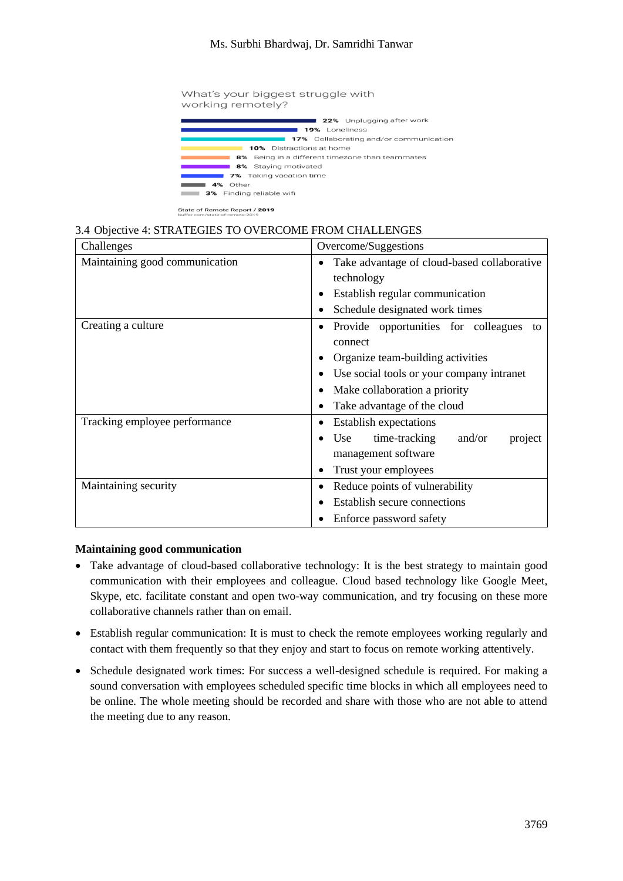What's your biggest struggle with working remotely?

- 22% Unplugging after work
- 19% Loneliness
- 17% Collaborating and/or communication
- 10% Distractions at home
- 8% Being in a different timezone than teammates
- 8% Staying motivated
- 7% Taking vacation time
- 4% Other
- 3% Finding reliable wifi

State of Remote Report / 2019
buffer.com/state-of-remote-2019

## 3.4 Objective 4: STRATEGIES TO OVERCOME FROM CHALLENGES

| Challenges | Overcome/Suggestions |
|---|---|
| Maintaining good communication | • Take advantage of cloud-based collaborative technology<br>• Establish regular communication<br>• Schedule designated work times |
| Creating a culture | • Provide opportunities for colleagues to connect<br>• Organize team-building activities<br>• Use social tools or your company intranet<br>• Make collaboration a priority<br>• Take advantage of the cloud |
| Tracking employee performance | • Establish expectations<br>• Use time-tracking and/or project management software<br>• Trust your employees |
| Maintaining security | • Reduce points of vulnerability<br>• Establish secure connections<br>• Enforce password safety |

**Maintaining good communication**

- Take advantage of cloud-based collaborative technology: It is the best strategy to maintain good communication with their employees and colleague. Cloud based technology like Google Meet, Skype, etc. facilitate constant and open two-way communication, and try focusing on these more collaborative channels rather than on email.
- Establish regular communication: It is must to check the remote employees working regularly and contact with them frequently so that they enjoy and start to focus on remote working attentively.
- Schedule designated work times: For success a well-designed schedule is required. For making a sound conversation with employees scheduled specific time blocks in which all employees need to be online. The whole meeting should be recorded and share with those who are not able to attend the meeting due to any reason.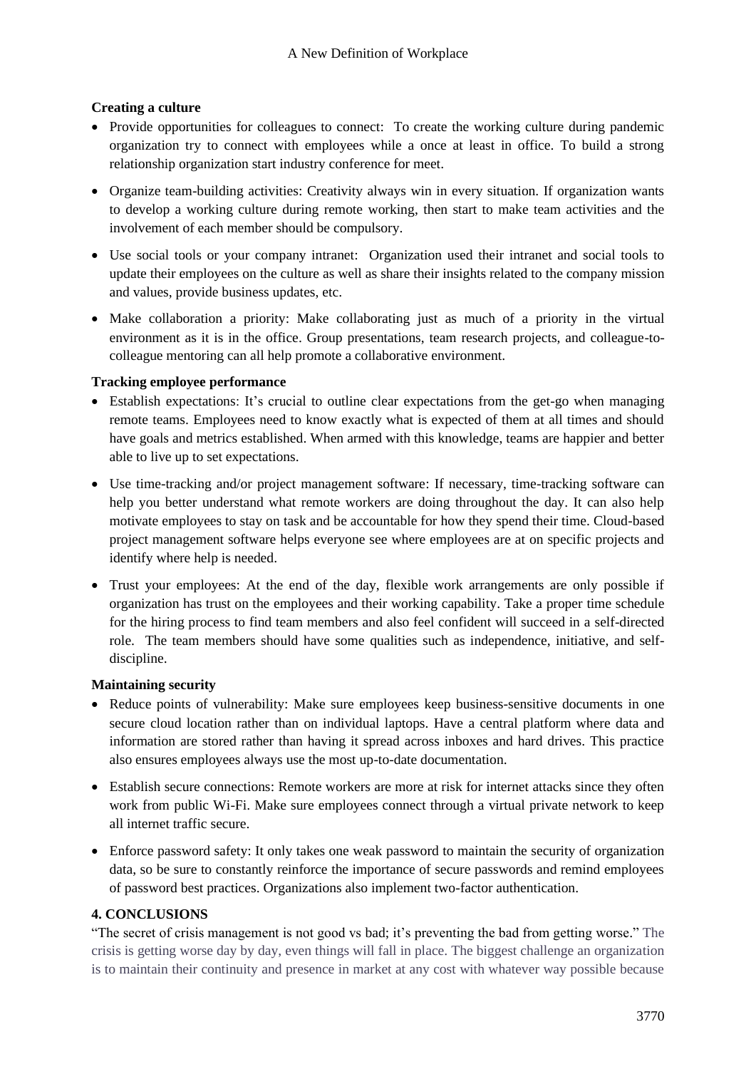**Creating a culture**

- Provide opportunities for colleagues to connect: To create the working culture during pandemic organization try to connect with employees while a once at least in office. To build a strong relationship organization start industry conference for meet.
- Organize team-building activities: Creativity always win in every situation. If organization wants to develop a working culture during remote working, then start to make team activities and the involvement of each member should be compulsory.
- Use social tools or your company intranet: Organization used their intranet and social tools to update their employees on the culture as well as share their insights related to the company mission and values, provide business updates, etc.
- Make collaboration a priority: Make collaborating just as much of a priority in the virtual environment as it is in the office. Group presentations, team research projects, and colleague-to-colleague mentoring can all help promote a collaborative environment.

**Tracking employee performance**

- Establish expectations: It's crucial to outline clear expectations from the get-go when managing remote teams. Employees need to know exactly what is expected of them at all times and should have goals and metrics established. When armed with this knowledge, teams are happier and better able to live up to set expectations.
- Use time-tracking and/or project management software: If necessary, time-tracking software can help you better understand what remote workers are doing throughout the day. It can also help motivate employees to stay on task and be accountable for how they spend their time. Cloud-based project management software helps everyone see where employees are at on specific projects and identify where help is needed.
- Trust your employees: At the end of the day, flexible work arrangements are only possible if organization has trust on the employees and their working capability. Take a proper time schedule for the hiring process to find team members and also feel confident will succeed in a self-directed role. The team members should have some qualities such as independence, initiative, and self-discipline.

**Maintaining security**

- Reduce points of vulnerability: Make sure employees keep business-sensitive documents in one secure cloud location rather than on individual laptops. Have a central platform where data and information are stored rather than having it spread across inboxes and hard drives. This practice also ensures employees always use the most up-to-date documentation.
- Establish secure connections: Remote workers are more at risk for internet attacks since they often work from public Wi-Fi. Make sure employees connect through a virtual private network to keep all internet traffic secure.
- Enforce password safety: It only takes one weak password to maintain the security of organization data, so be sure to constantly reinforce the importance of secure passwords and remind employees of password best practices. Organizations also implement two-factor authentication.

## 4. CONCLUSIONS

"The secret of crisis management is not good vs bad; it's preventing the bad from getting worse." The crisis is getting worse day by day, even things will fall in place. The biggest challenge an organization is to maintain their continuity and presence in market at any cost with whatever way possible because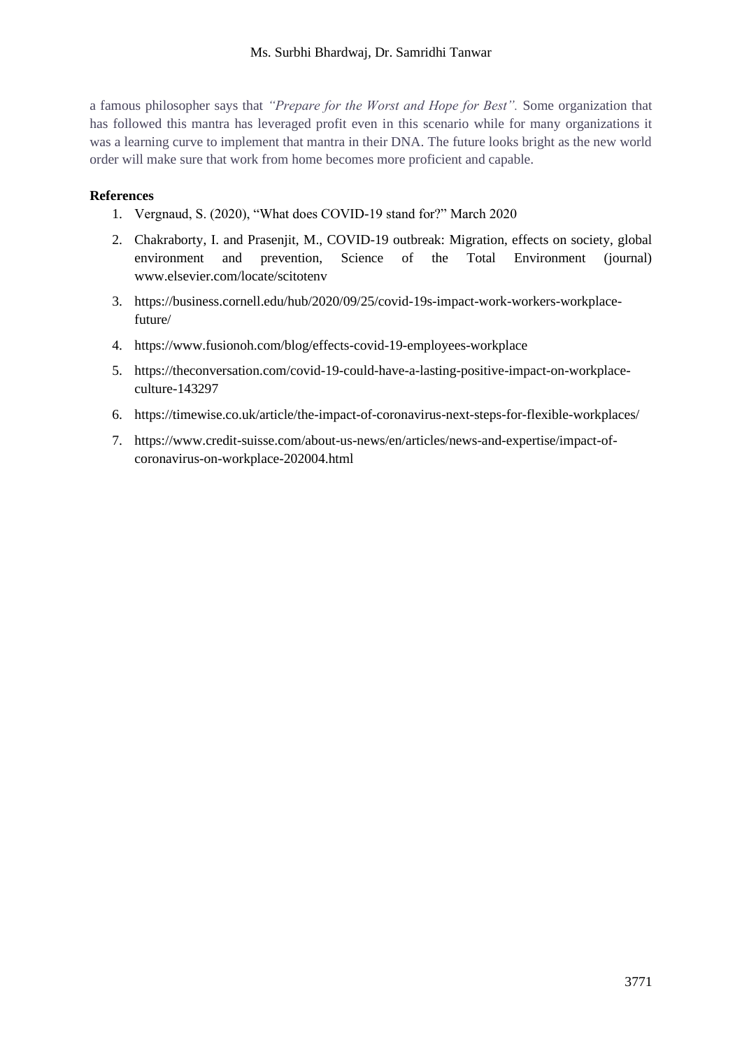a famous philosopher says that *"Prepare for the Worst and Hope for Best".* Some organization that has followed this mantra has leveraged profit even in this scenario while for many organizations it was a learning curve to implement that mantra in their DNA. The future looks bright as the new world order will make sure that work from home becomes more proficient and capable.

**References**

1. Vergnaud, S. (2020), "What does COVID-19 stand for?" March 2020
2. Chakraborty, I. and Prasenjit, M., COVID-19 outbreak: Migration, effects on society, global environment and prevention, Science of the Total Environment (journal) www.elsevier.com/locate/scitotenv
3. https://business.cornell.edu/hub/2020/09/25/covid-19s-impact-work-workers-workplace-future/
4. https://www.fusionoh.com/blog/effects-covid-19-employees-workplace
5. https://theconversation.com/covid-19-could-have-a-lasting-positive-impact-on-workplace-culture-143297
6. https://timewise.co.uk/article/the-impact-of-coronavirus-next-steps-for-flexible-workplaces/
7. https://www.credit-suisse.com/about-us-news/en/articles/news-and-expertise/impact-of-coronavirus-on-workplace-202004.html